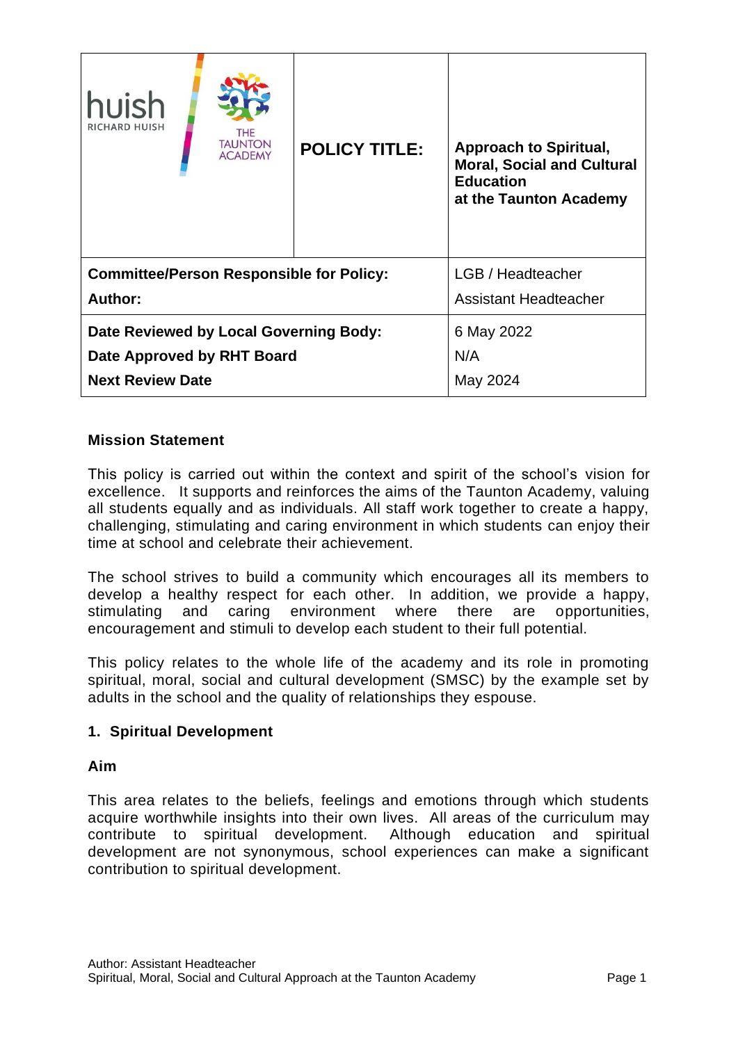| huish RICHARD HUISH / THE TAUNTON ACADEMY | **POLICY TITLE:** | **Approach to Spiritual, Moral, Social and Cultural Education at the Taunton Academy** |
|---|---|---|
| **Committee/Person Responsible for Policy:** | | LGB / Headteacher |
| **Author:** | | Assistant Headteacher |
| **Date Reviewed by Local Governing Body:** | | 6 May 2022 |
| **Date Approved by RHT Board** | | N/A |
| **Next Review Date** | | May 2024 |

## Mission Statement

This policy is carried out within the context and spirit of the school's vision for excellence. It supports and reinforces the aims of the Taunton Academy, valuing all students equally and as individuals. All staff work together to create a happy, challenging, stimulating and caring environment in which students can enjoy their time at school and celebrate their achievement.

The school strives to build a community which encourages all its members to develop a healthy respect for each other. In addition, we provide a happy, stimulating and caring environment where there are opportunities, encouragement and stimuli to develop each student to their full potential.

This policy relates to the whole life of the academy and its role in promoting spiritual, moral, social and cultural development (SMSC) by the example set by adults in the school and the quality of relationships they espouse.

## 1. Spiritual Development

### Aim

This area relates to the beliefs, feelings and emotions through which students acquire worthwhile insights into their own lives. All areas of the curriculum may contribute to spiritual development. Although education and spiritual development are not synonymous, school experiences can make a significant contribution to spiritual development.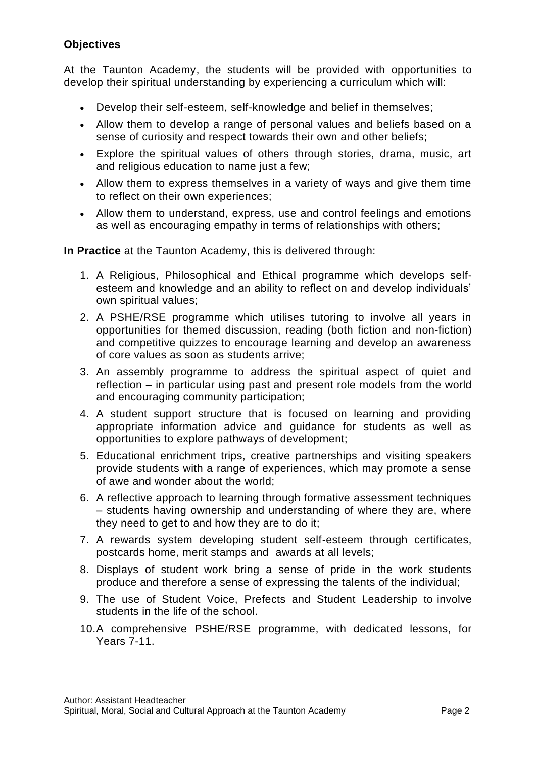**Objectives**

At the Taunton Academy, the students will be provided with opportunities to develop their spiritual understanding by experiencing a curriculum which will:

- Develop their self-esteem, self-knowledge and belief in themselves;
- Allow them to develop a range of personal values and beliefs based on a sense of curiosity and respect towards their own and other beliefs;
- Explore the spiritual values of others through stories, drama, music, art and religious education to name just a few;
- Allow them to express themselves in a variety of ways and give them time to reflect on their own experiences;
- Allow them to understand, express, use and control feelings and emotions as well as encouraging empathy in terms of relationships with others;

**In Practice** at the Taunton Academy, this is delivered through:

1. A Religious, Philosophical and Ethical programme which develops self-esteem and knowledge and an ability to reflect on and develop individuals' own spiritual values;
2. A PSHE/RSE programme which utilises tutoring to involve all years in opportunities for themed discussion, reading (both fiction and non-fiction) and competitive quizzes to encourage learning and develop an awareness of core values as soon as students arrive;
3. An assembly programme to address the spiritual aspect of quiet and reflection – in particular using past and present role models from the world and encouraging community participation;
4. A student support structure that is focused on learning and providing appropriate information advice and guidance for students as well as opportunities to explore pathways of development;
5. Educational enrichment trips, creative partnerships and visiting speakers provide students with a range of experiences, which may promote a sense of awe and wonder about the world;
6. A reflective approach to learning through formative assessment techniques – students having ownership and understanding of where they are, where they need to get to and how they are to do it;
7. A rewards system developing student self-esteem through certificates, postcards home, merit stamps and awards at all levels;
8. Displays of student work bring a sense of pride in the work students produce and therefore a sense of expressing the talents of the individual;
9. The use of Student Voice, Prefects and Student Leadership to involve students in the life of the school.
10. A comprehensive PSHE/RSE programme, with dedicated lessons, for Years 7-11.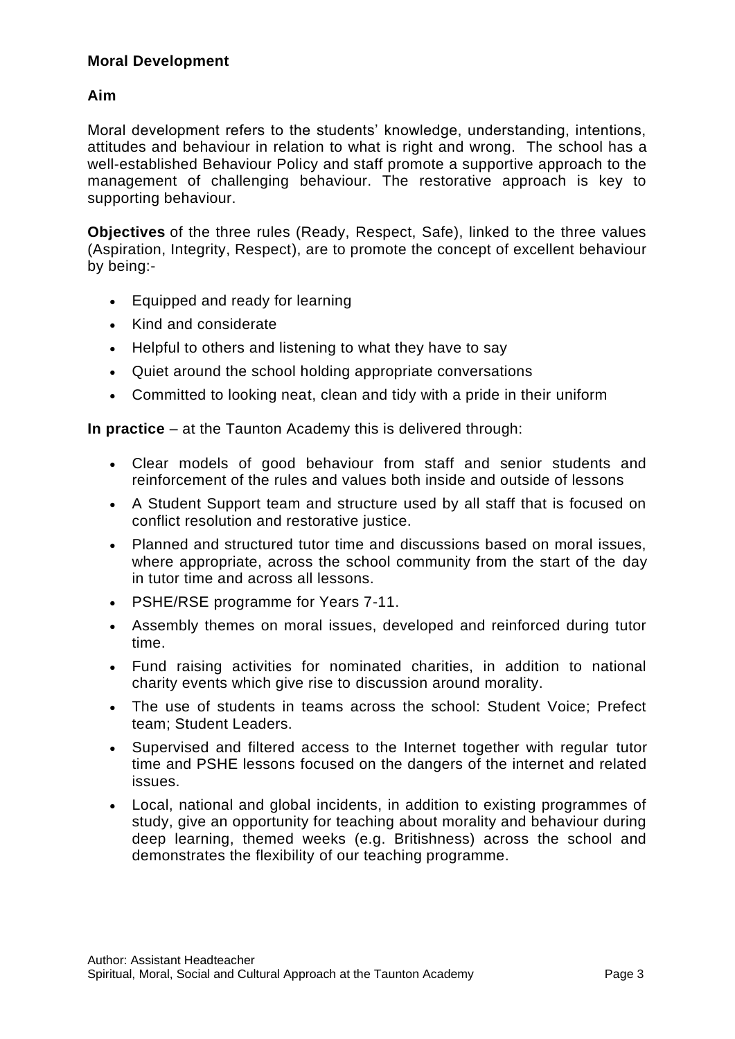## Moral Development

### Aim

Moral development refers to the students' knowledge, understanding, intentions, attitudes and behaviour in relation to what is right and wrong. The school has a well-established Behaviour Policy and staff promote a supportive approach to the management of challenging behaviour. The restorative approach is key to supporting behaviour.

**Objectives** of the three rules (Ready, Respect, Safe), linked to the three values (Aspiration, Integrity, Respect), are to promote the concept of excellent behaviour by being:-

- Equipped and ready for learning
- Kind and considerate
- Helpful to others and listening to what they have to say
- Quiet around the school holding appropriate conversations
- Committed to looking neat, clean and tidy with a pride in their uniform

**In practice** – at the Taunton Academy this is delivered through:

- Clear models of good behaviour from staff and senior students and reinforcement of the rules and values both inside and outside of lessons
- A Student Support team and structure used by all staff that is focused on conflict resolution and restorative justice.
- Planned and structured tutor time and discussions based on moral issues, where appropriate, across the school community from the start of the day in tutor time and across all lessons.
- PSHE/RSE programme for Years 7-11.
- Assembly themes on moral issues, developed and reinforced during tutor time.
- Fund raising activities for nominated charities, in addition to national charity events which give rise to discussion around morality.
- The use of students in teams across the school: Student Voice; Prefect team; Student Leaders.
- Supervised and filtered access to the Internet together with regular tutor time and PSHE lessons focused on the dangers of the internet and related issues.
- Local, national and global incidents, in addition to existing programmes of study, give an opportunity for teaching about morality and behaviour during deep learning, themed weeks (e.g. Britishness) across the school and demonstrates the flexibility of our teaching programme.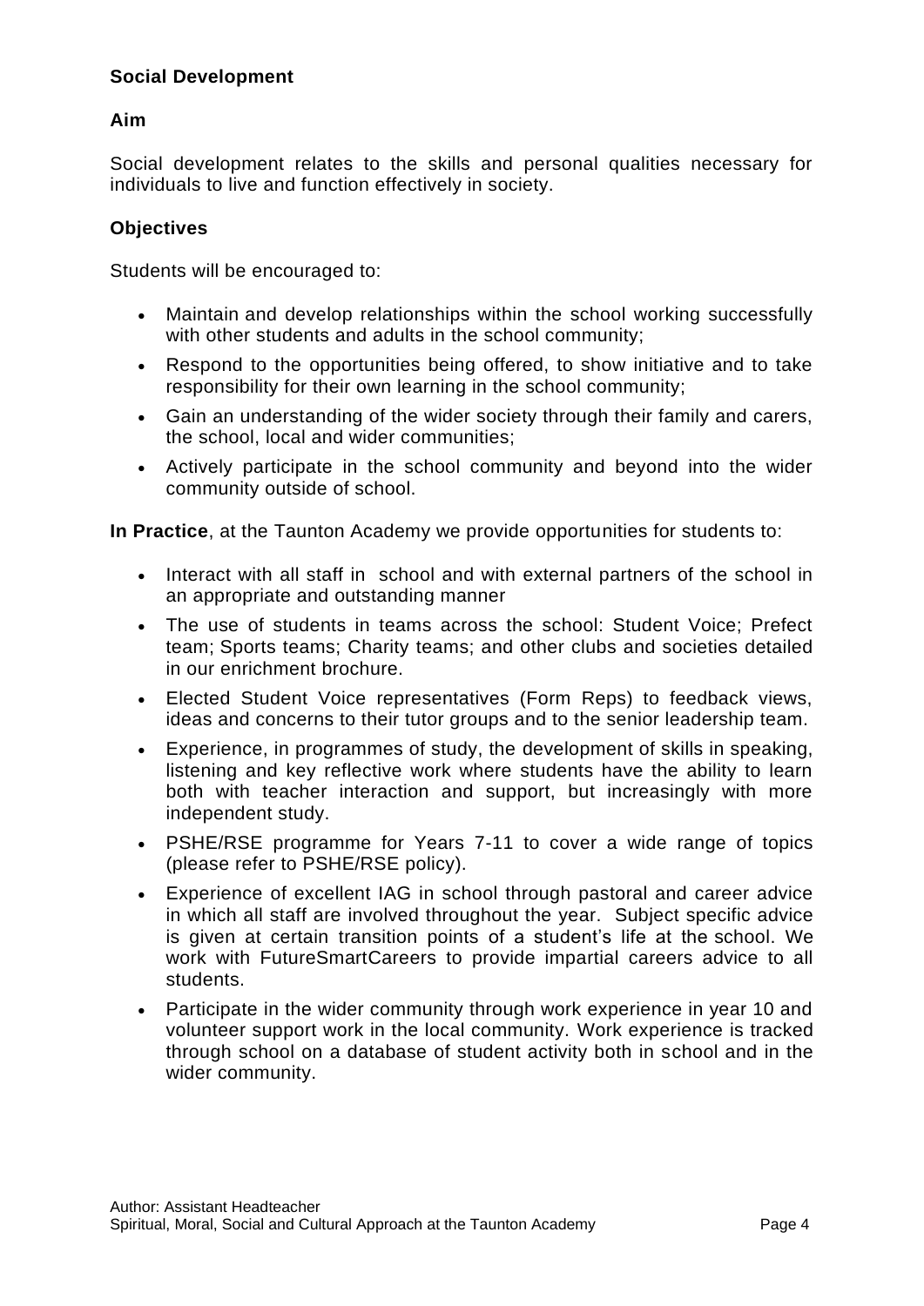## Social Development

### Aim

Social development relates to the skills and personal qualities necessary for individuals to live and function effectively in society.

### Objectives

Students will be encouraged to:

- Maintain and develop relationships within the school working successfully with other students and adults in the school community;
- Respond to the opportunities being offered, to show initiative and to take responsibility for their own learning in the school community;
- Gain an understanding of the wider society through their family and carers, the school, local and wider communities;
- Actively participate in the school community and beyond into the wider community outside of school.

**In Practice**, at the Taunton Academy we provide opportunities for students to:

- Interact with all staff in school and with external partners of the school in an appropriate and outstanding manner
- The use of students in teams across the school: Student Voice; Prefect team; Sports teams; Charity teams; and other clubs and societies detailed in our enrichment brochure.
- Elected Student Voice representatives (Form Reps) to feedback views, ideas and concerns to their tutor groups and to the senior leadership team.
- Experience, in programmes of study, the development of skills in speaking, listening and key reflective work where students have the ability to learn both with teacher interaction and support, but increasingly with more independent study.
- PSHE/RSE programme for Years 7-11 to cover a wide range of topics (please refer to PSHE/RSE policy).
- Experience of excellent IAG in school through pastoral and career advice in which all staff are involved throughout the year. Subject specific advice is given at certain transition points of a student's life at the school. We work with FutureSmartCareers to provide impartial careers advice to all students.
- Participate in the wider community through work experience in year 10 and volunteer support work in the local community. Work experience is tracked through school on a database of student activity both in school and in the wider community.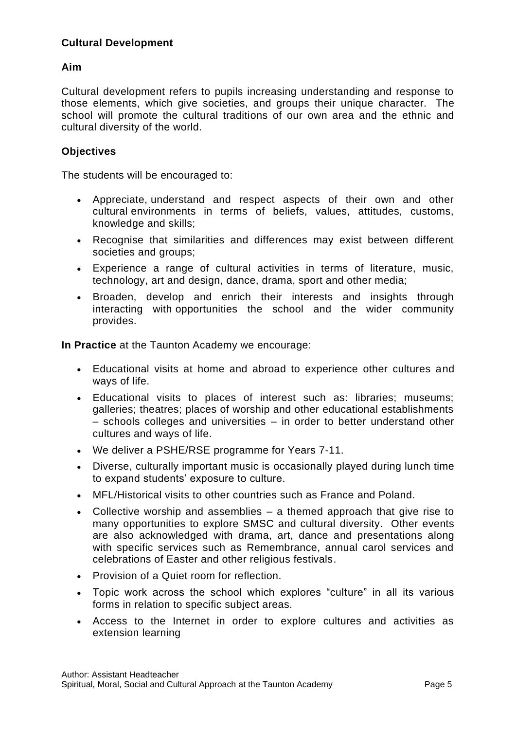**Cultural Development**

**Aim**

Cultural development refers to pupils increasing understanding and response to those elements, which give societies, and groups their unique character. The school will promote the cultural traditions of our own area and the ethnic and cultural diversity of the world.

**Objectives**

The students will be encouraged to:

- Appreciate, understand and respect aspects of their own and other cultural environments in terms of beliefs, values, attitudes, customs, knowledge and skills;
- Recognise that similarities and differences may exist between different societies and groups;
- Experience a range of cultural activities in terms of literature, music, technology, art and design, dance, drama, sport and other media;
- Broaden, develop and enrich their interests and insights through interacting with opportunities the school and the wider community provides.

**In Practice** at the Taunton Academy we encourage:

- Educational visits at home and abroad to experience other cultures and ways of life.
- Educational visits to places of interest such as: libraries; museums; galleries; theatres; places of worship and other educational establishments – schools colleges and universities – in order to better understand other cultures and ways of life.
- We deliver a PSHE/RSE programme for Years 7-11.
- Diverse, culturally important music is occasionally played during lunch time to expand students' exposure to culture.
- MFL/Historical visits to other countries such as France and Poland.
- Collective worship and assemblies – a themed approach that give rise to many opportunities to explore SMSC and cultural diversity. Other events are also acknowledged with drama, art, dance and presentations along with specific services such as Remembrance, annual carol services and celebrations of Easter and other religious festivals.
- Provision of a Quiet room for reflection.
- Topic work across the school which explores "culture" in all its various forms in relation to specific subject areas.
- Access to the Internet in order to explore cultures and activities as extension learning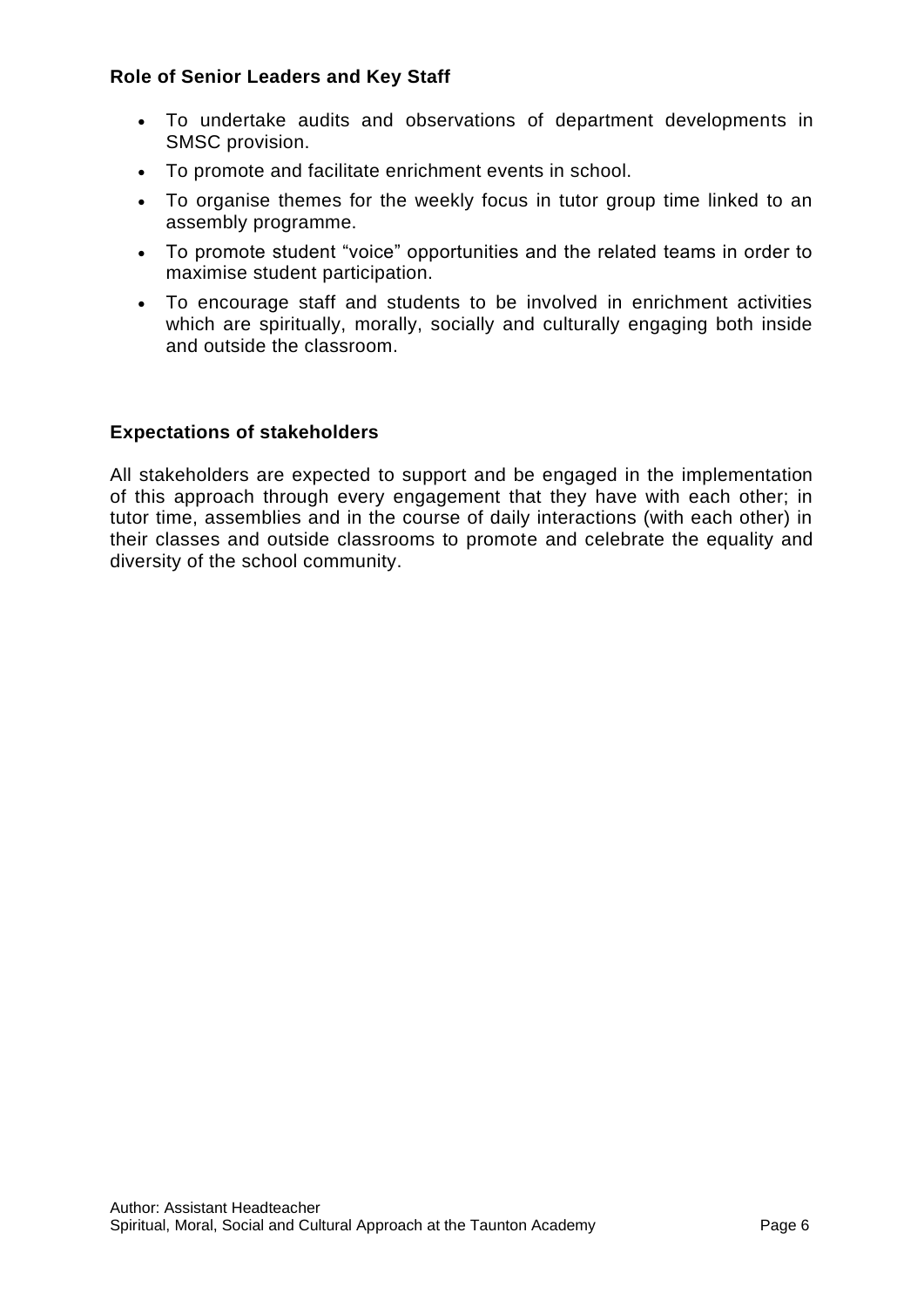**Role of Senior Leaders and Key Staff**

- To undertake audits and observations of department developments in SMSC provision.
- To promote and facilitate enrichment events in school.
- To organise themes for the weekly focus in tutor group time linked to an assembly programme.
- To promote student "voice" opportunities and the related teams in order to maximise student participation.
- To encourage staff and students to be involved in enrichment activities which are spiritually, morally, socially and culturally engaging both inside and outside the classroom.

**Expectations of stakeholders**

All stakeholders are expected to support and be engaged in the implementation of this approach through every engagement that they have with each other; in tutor time, assemblies and in the course of daily interactions (with each other) in their classes and outside classrooms to promote and celebrate the equality and diversity of the school community.